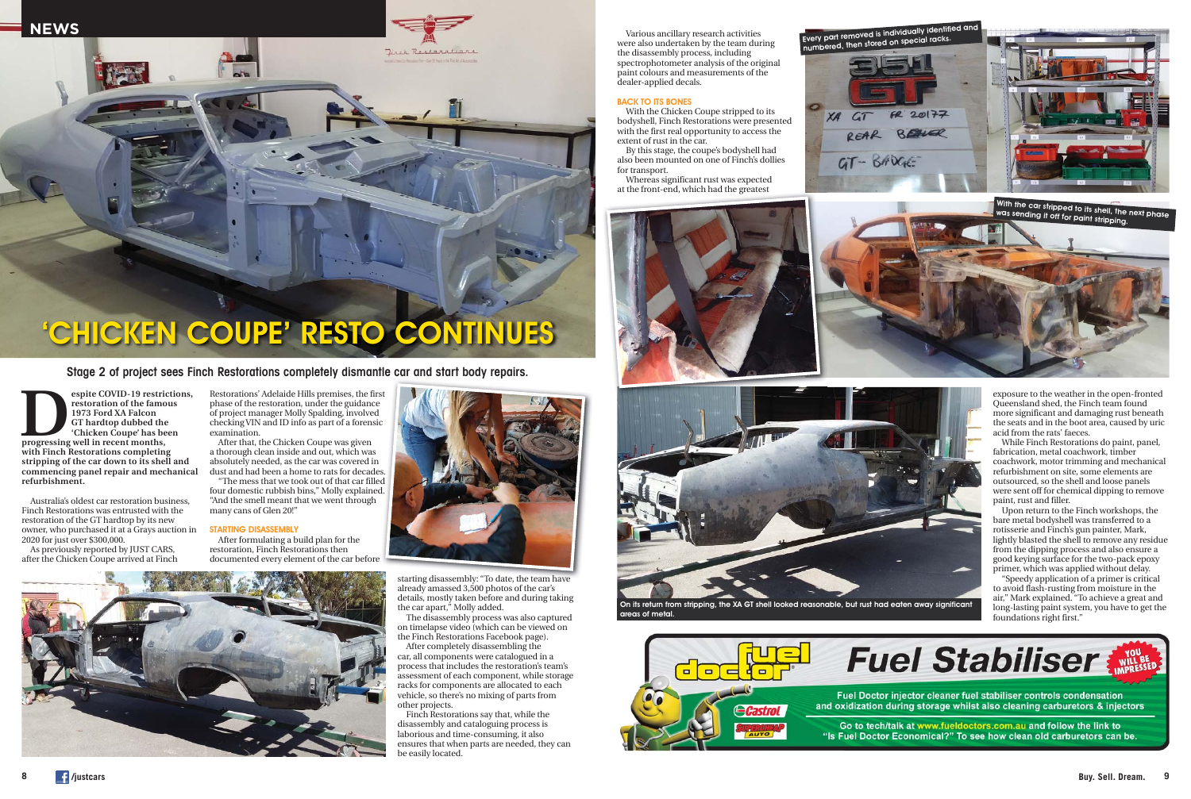# 'CHICKEN COUPE' RESTO CONTINUES

**Stage 2 of project sees Finch Restorations completely dismantle car and start body repairs.**

**Despite COVID-19 restrictions, restoration of the famous 1973 Ford XA Falcon GT hardtop dubbed the 'Chicken Coupe' has been progressing well in recent months, with Finch Restorations completing stripping of the car down to its shell and commencing panel repair and mechanical refurbishment.**

Australia's oldest car restoration business, Finch Restorations was entrusted with the restoration of the GT hardtop by its new owner, who purchased it at a Grays auction in 2020 for just over $300,000.

As previously reported by JUST CARS, after the Chicken Coupe arrived at Finch Restorations' Adelaide Hills premises, the first phase of the restoration, under the guidance of project manager Molly Spalding, involved checking VIN and ID info as part of a forensic examination.

After that, the Chicken Coupe was given a thorough clean inside and out, which was absolutely needed, as the car was covered in dust and had been a home to rats for decades.

"The mess that we took out of that car filled four domestic rubbish bins," Molly explained. "And the smell meant that we went through many cans of Glen 20!"

### STARTING DISASSEMBLY

After formulating a build plan for the restoration, Finch Restorations then documented every element of the car before starting disassembly: "To date, the team have already amassed 3,500 photos of the car's details, mostly taken before and during taking the car apart," Molly added.

The disassembly process was also captured on timelapse video (which can be viewed on the Finch Restorations Facebook page).

After completely disassembling the car, all components were catalogued in a process that includes the restoration team's assessment of each component, while storage racks for components are allocated to each vehicle, so there's no mixing of parts from other projects.

Finch Restorations say that, while the disassembly and cataloguing process is laborious and time-consuming, it also ensures that when parts are needed, they can be easily located.

Various ancillary research activities were also undertaken by the team during the disassembly process, including spectrophotometer analysis of the original paint colours and measurements of the dealer-applied decals.

### BACK TO ITS BONES

With the Chicken Coupe stripped to its bodyshell, Finch Restorations were presented with the first real opportunity to access the extent of rust in the car.

By this stage, the coupe's bodyshell had also been mounted on one of Finch's dollies for transport.

Whereas significant rust was expected at the front-end, which had the greatest exposure to the weather in the open-fronted Queensland shed, the Finch team found more significant and damaging rust beneath the seats and in the boot area, caused by uric acid from the rats' faeces.

While Finch Restorations do paint, panel, fabrication, metal coachwork, timber coachwork, motor trimming and mechanical refurbishment on site, some elements are outsourced, so the shell and loose panels were sent off for chemical dipping to remove paint, rust and filler.

Upon return to the Finch workshops, the bare metal bodyshell was transferred to a rotisserie and Finch's gun painter, Mark, lightly blasted the shell to remove any residue from the dipping process and also ensure a good keying surface for the two-pack epoxy primer, which was applied without delay.

"Speedy application of a primer is critical to avoid flash-rusting from moisture in the air," Mark explained. "To achieve a great and long-lasting paint system, you have to get the foundations right first."

Every part removed is individually identified and numbered, then stored on special racks.

With the car stripped to its shell, the next phase was sending it off for paint stripping.

On its return from stripping, the XA GT shell looked reasonable, but rust had eaten away significant areas of metal.

**Fuel Stabiliser** — YOU WILL BE IMPRESSED

Fuel Doctor injector cleaner fuel stabiliser controls condensation and oxidization during storage whilst also cleaning carburetors & injectors

Go to tech/talk at www.fueldoctors.com.au and follow the link to "Is Fuel Doctor Economical?" To see how clean old carburetors can be.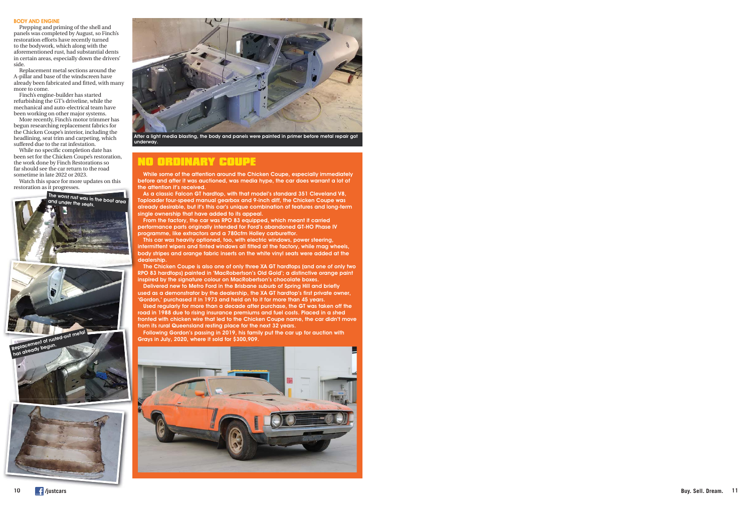## BODY AND ENGINE

Prepping and priming of the shell and panels was completed by August, so Finch's restoration efforts have recently turned to the bodywork, which along with the aforementioned rust, had substantial dents in certain areas, especially down the drivers' side.

Replacement metal sections around the A-pillar and base of the windscreen have already been fabricated and fitted, with many more to come.

Finch's engine-builder has started refurbishing the GT's driveline, while the mechanical and auto-electrical team have been working on other major systems.

More recently, Finch's motor trimmer has begun researching replacement fabrics for the Chicken Coupe's interior, including the headlining, seat trim and carpeting, which suffered due to the rat infestation.

While no specific completion date has been set for the Chicken Coupe's restoration, the work done by Finch Restorations so far should see the car return to the road sometime in late 2022 or 2023.

Watch this space for more updates on this restoration as it progresses.

The worst rust was in the boot area and under the seats.

Replacement of rusted-out metal has already begun.

After a light media blasting, the body and panels were painted in primer before metal repair got underway.

## NO ORDINARY COUPE

While some of the attention around the Chicken Coupe, especially immediately before and after it was auctioned, was media hype, the car does warrant a lot of the attention it's received.

As a classic Falcon GT hardtop, with that model's standard 351 Cleveland V8, Toploader four-speed manual gearbox and 9-inch diff, the Chicken Coupe was already desirable, but it's this car's unique combination of features and long-term single ownership that have added to its appeal.

From the factory, the car was RPO 83 equipped, which meant it carried performance parts originally intended for Ford's abandoned GT-HO Phase IV programme, like extractors and a 780cfm Holley carburettor.

This car was heavily optioned, too, with electric windows, power steering, intermittent wipers and tinted windows all fitted at the factory, while mag wheels, body stripes and orange fabric inserts on the white vinyl seats were added at the dealership.

The Chicken Coupe is also one of only three XA GT hardtops (and one of only two RPO 83 hardtops) painted in 'MacRobertson's Old Gold'; a distinctive orange paint inspired by the signature colour on MacRobertson's chocolate boxes.

Delivered new to Metro Ford in the Brisbane suburb of Spring Hill and briefly used as a demonstrator by the dealership, the XA GT hardtop's first private owner, 'Gordon,' purchased it in 1973 and held on to it for more than 45 years.

Used regularly for more than a decade after purchase, the GT was taken off the road in 1988 due to rising insurance premiums and fuel costs. Placed in a shed fronted with chicken wire that led to the Chicken Coupe name, the car didn't move from its rural Queensland resting place for the next 32 years.

Following Gordon's passing in 2019, his family put the car up for auction with Grays in July, 2020, where it sold for $300,909.